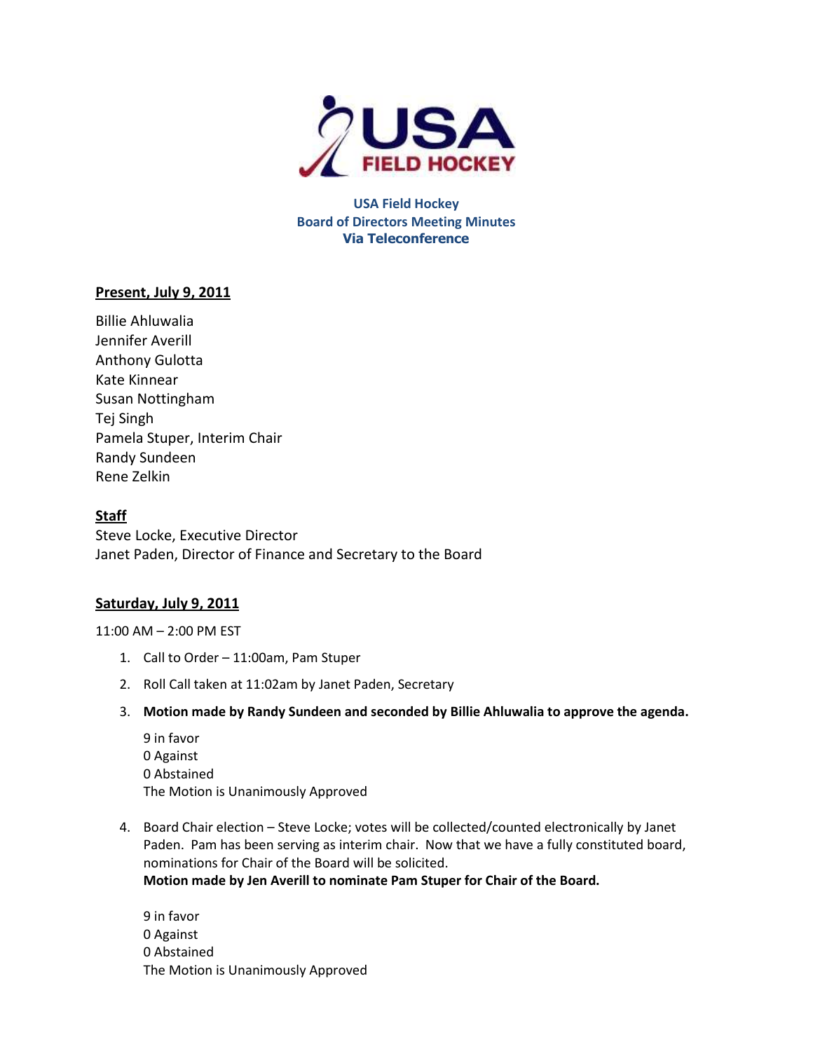USA FIELD HOCKEY

# USA Field Hockey
## Board of Directors Meeting Minutes
### Via Teleconference

**Present, July 9, 2011**

Billie Ahluwalia
Jennifer Averill
Anthony Gulotta
Kate Kinnear
Susan Nottingham
Tej Singh
Pamela Stuper, Interim Chair
Randy Sundeen
Rene Zelkin

**Staff**

Steve Locke, Executive Director
Janet Paden, Director of Finance and Secretary to the Board

**Saturday, July 9, 2011**

11:00 AM – 2:00 PM EST

1. Call to Order – 11:00am, Pam Stuper
2. Roll Call taken at 11:02am by Janet Paden, Secretary
3. **Motion made by Randy Sundeen and seconded by Billie Ahluwalia to approve the agenda.**

   9 in favor
   0 Against
   0 Abstained
   The Motion is Unanimously Approved

4. Board Chair election – Steve Locke; votes will be collected/counted electronically by Janet Paden. Pam has been serving as interim chair. Now that we have a fully constituted board, nominations for Chair of the Board will be solicited.
   **Motion made by Jen Averill to nominate Pam Stuper for Chair of the Board.**

   9 in favor
   0 Against
   0 Abstained
   The Motion is Unanimously Approved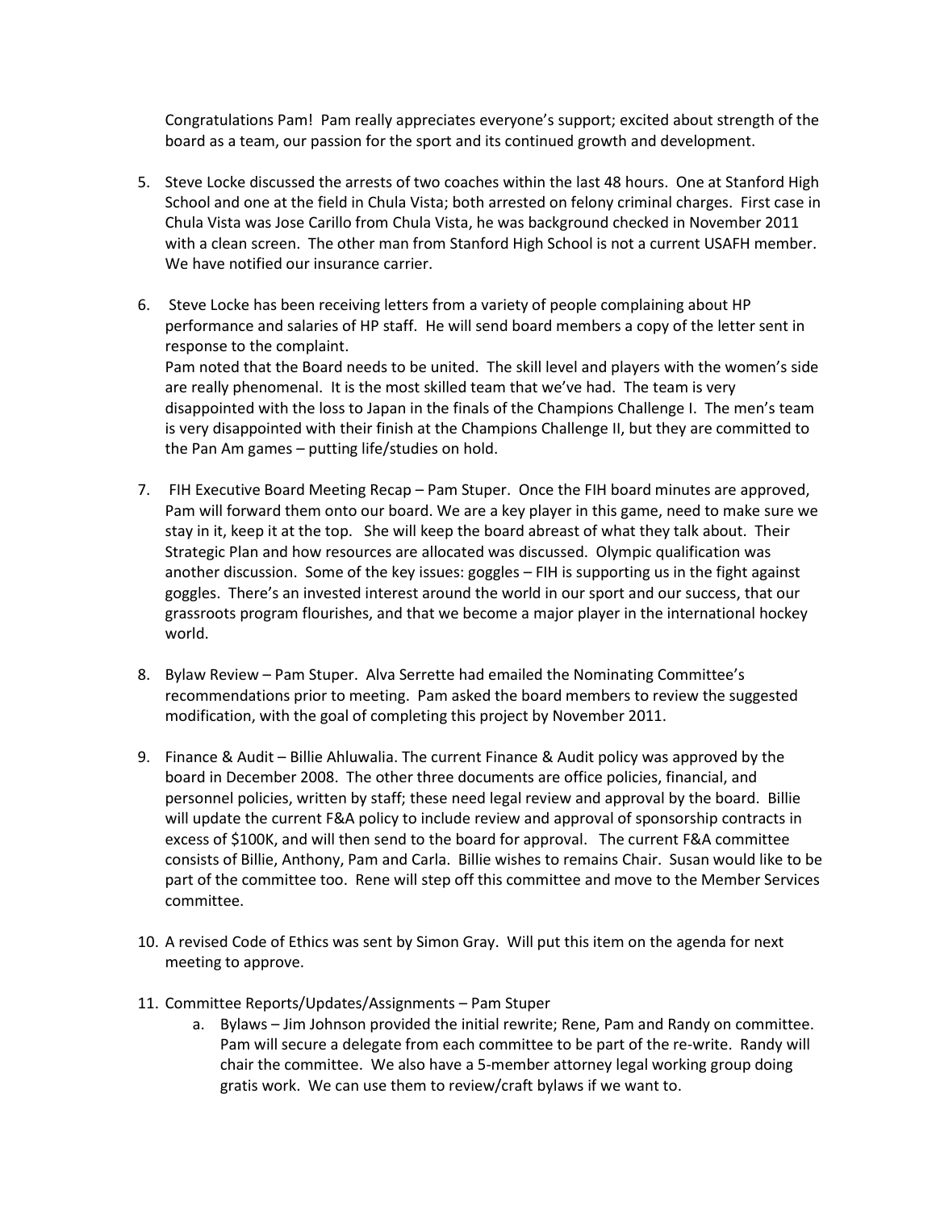Congratulations Pam! Pam really appreciates everyone's support; excited about strength of the board as a team, our passion for the sport and its continued growth and development.

5. Steve Locke discussed the arrests of two coaches within the last 48 hours. One at Stanford High School and one at the field in Chula Vista; both arrested on felony criminal charges. First case in Chula Vista was Jose Carillo from Chula Vista, he was background checked in November 2011 with a clean screen. The other man from Stanford High School is not a current USAFH member. We have notified our insurance carrier.

6. Steve Locke has been receiving letters from a variety of people complaining about HP performance and salaries of HP staff. He will send board members a copy of the letter sent in response to the complaint.
   Pam noted that the Board needs to be united. The skill level and players with the women's side are really phenomenal. It is the most skilled team that we've had. The team is very disappointed with the loss to Japan in the finals of the Champions Challenge I. The men's team is very disappointed with their finish at the Champions Challenge II, but they are committed to the Pan Am games – putting life/studies on hold.

7. FIH Executive Board Meeting Recap – Pam Stuper. Once the FIH board minutes are approved, Pam will forward them onto our board. We are a key player in this game, need to make sure we stay in it, keep it at the top. She will keep the board abreast of what they talk about. Their Strategic Plan and how resources are allocated was discussed. Olympic qualification was another discussion. Some of the key issues: goggles – FIH is supporting us in the fight against goggles. There's an invested interest around the world in our sport and our success, that our grassroots program flourishes, and that we become a major player in the international hockey world.

8. Bylaw Review – Pam Stuper. Alva Serrette had emailed the Nominating Committee's recommendations prior to meeting. Pam asked the board members to review the suggested modification, with the goal of completing this project by November 2011.

9. Finance & Audit – Billie Ahluwalia. The current Finance & Audit policy was approved by the board in December 2008. The other three documents are office policies, financial, and personnel policies, written by staff; these need legal review and approval by the board. Billie will update the current F&A policy to include review and approval of sponsorship contracts in excess of $100K, and will then send to the board for approval. The current F&A committee consists of Billie, Anthony, Pam and Carla. Billie wishes to remains Chair. Susan would like to be part of the committee too. Rene will step off this committee and move to the Member Services committee.

10. A revised Code of Ethics was sent by Simon Gray. Will put this item on the agenda for next meeting to approve.

11. Committee Reports/Updates/Assignments – Pam Stuper
    a. Bylaws – Jim Johnson provided the initial rewrite; Rene, Pam and Randy on committee. Pam will secure a delegate from each committee to be part of the re-write. Randy will chair the committee. We also have a 5-member attorney legal working group doing gratis work. We can use them to review/craft bylaws if we want to.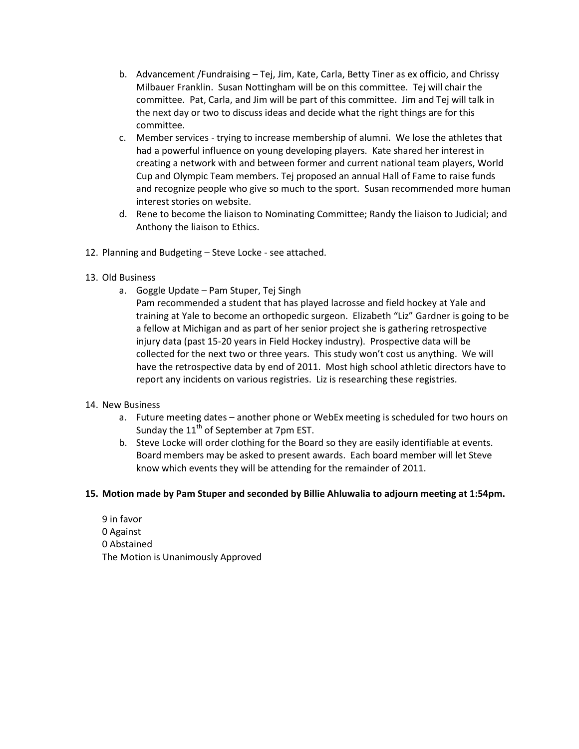b. Advancement /Fundraising – Tej, Jim, Kate, Carla, Betty Tiner as ex officio, and Chrissy Milbauer Franklin. Susan Nottingham will be on this committee. Tej will chair the committee. Pat, Carla, and Jim will be part of this committee. Jim and Tej will talk in the next day or two to discuss ideas and decide what the right things are for this committee.
   c. Member services - trying to increase membership of alumni. We lose the athletes that had a powerful influence on young developing players. Kate shared her interest in creating a network with and between former and current national team players, World Cup and Olympic Team members. Tej proposed an annual Hall of Fame to raise funds and recognize people who give so much to the sport. Susan recommended more human interest stories on website.
   d. Rene to become the liaison to Nominating Committee; Randy the liaison to Judicial; and Anthony the liaison to Ethics.

12. Planning and Budgeting – Steve Locke - see attached.

13. Old Business
    a. Goggle Update – Pam Stuper, Tej Singh
    Pam recommended a student that has played lacrosse and field hockey at Yale and training at Yale to become an orthopedic surgeon. Elizabeth "Liz" Gardner is going to be a fellow at Michigan and as part of her senior project she is gathering retrospective injury data (past 15-20 years in Field Hockey industry). Prospective data will be collected for the next two or three years. This study won't cost us anything. We will have the retrospective data by end of 2011. Most high school athletic directors have to report any incidents on various registries. Liz is researching these registries.

14. New Business
    a. Future meeting dates – another phone or WebEx meeting is scheduled for two hours on Sunday the 11th of September at 7pm EST.
    b. Steve Locke will order clothing for the Board so they are easily identifiable at events. Board members may be asked to present awards. Each board member will let Steve know which events they will be attending for the remainder of 2011.

**15. Motion made by Pam Stuper and seconded by Billie Ahluwalia to adjourn meeting at 1:54pm.**

9 in favor
0 Against
0 Abstained
The Motion is Unanimously Approved